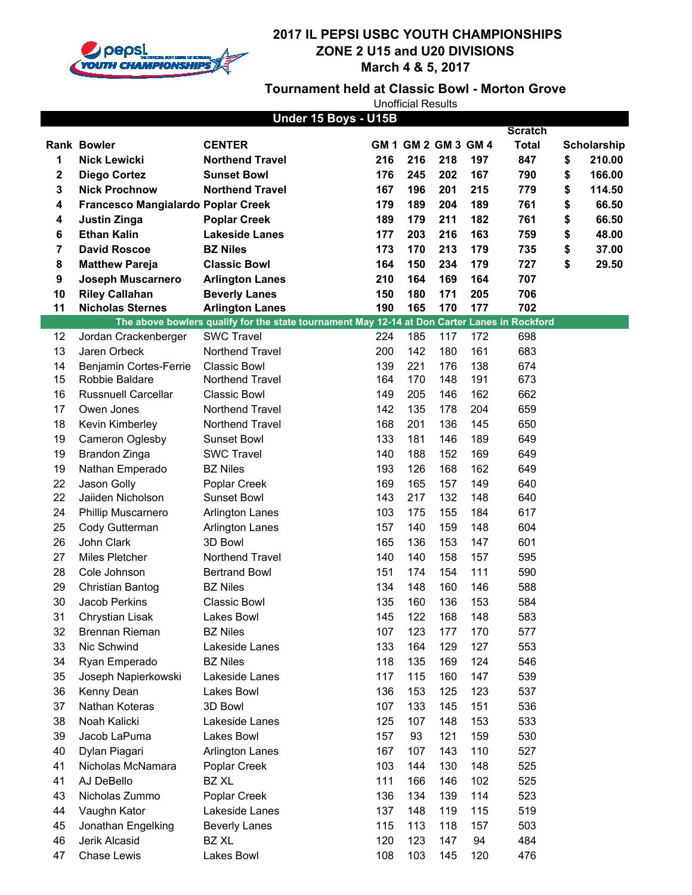# 2017 IL PEPSI USBC YOUTH CHAMPIONSHIPS
## ZONE 2 U15 and U20 DIVISIONS
### March 4 & 5, 2017

### Tournament held at Classic Bowl - Morton Grove

Unofficial Results

## Under 15 Boys - U15B

| Rank | Bowler | CENTER | GM 1 | GM 2 | GM 3 | GM 4 | Scratch Total | Scholarship |
|---|---|---|---|---|---|---|---|---|
| **1** | **Nick Lewicki** | **Northend Travel** | **216** | **216** | **218** | **197** | **847** | **$ 210.00** |
| **2** | **Diego Cortez** | **Sunset Bowl** | **176** | **245** | **202** | **167** | **790** | **$ 166.00** |
| **3** | **Nick Prochnow** | **Northend Travel** | **167** | **196** | **201** | **215** | **779** | **$ 114.50** |
| **4** | **Francesco Mangialardo** | **Poplar Creek** | **179** | **189** | **204** | **189** | **761** | **$ 66.50** |
| **4** | **Justin Zinga** | **Poplar Creek** | **189** | **179** | **211** | **182** | **761** | **$ 66.50** |
| **6** | **Ethan Kalin** | **Lakeside Lanes** | **177** | **203** | **216** | **163** | **759** | **$ 48.00** |
| **7** | **David Roscoe** | **BZ Niles** | **173** | **170** | **213** | **179** | **735** | **$ 37.00** |
| **8** | **Matthew Pareja** | **Classic Bowl** | **164** | **150** | **234** | **179** | **727** | **$ 29.50** |
| **9** | **Joseph Muscarnero** | **Arlington Lanes** | **210** | **164** | **169** | **164** | **707** | |
| **10** | **Riley Callahan** | **Beverly Lanes** | **150** | **180** | **171** | **205** | **706** | |
| **11** | **Nicholas Sternes** | **Arlington Lanes** | **190** | **165** | **170** | **177** | **702** | |
| | **The above bowlers qualify for the state tournament May 12-14 at Don Carter Lanes in Rockford** | | | | | | | |
| 12 | Jordan Crackenberger | SWC Travel | 224 | 185 | 117 | 172 | 698 | |
| 13 | Jaren Orbeck | Northend Travel | 200 | 142 | 180 | 161 | 683 | |
| 14 | Benjamin Cortes-Ferrie | Classic Bowl | 139 | 221 | 176 | 138 | 674 | |
| 15 | Robbie Baldare | Northend Travel | 164 | 170 | 148 | 191 | 673 | |
| 16 | Russnuell Carcellar | Classic Bowl | 149 | 205 | 146 | 162 | 662 | |
| 17 | Owen Jones | Northend Travel | 142 | 135 | 178 | 204 | 659 | |
| 18 | Kevin Kimberley | Northend Travel | 168 | 201 | 136 | 145 | 650 | |
| 19 | Cameron Oglesby | Sunset Bowl | 133 | 181 | 146 | 189 | 649 | |
| 19 | Brandon Zinga | SWC Travel | 140 | 188 | 152 | 169 | 649 | |
| 19 | Nathan Emperado | BZ Niles | 193 | 126 | 168 | 162 | 649 | |
| 22 | Jason Golly | Poplar Creek | 169 | 165 | 157 | 149 | 640 | |
| 22 | Jaiiden Nicholson | Sunset Bowl | 143 | 217 | 132 | 148 | 640 | |
| 24 | Phillip Muscarnero | Arlington Lanes | 103 | 175 | 155 | 184 | 617 | |
| 25 | Cody Gutterman | Arlington Lanes | 157 | 140 | 159 | 148 | 604 | |
| 26 | John Clark | 3D Bowl | 165 | 136 | 153 | 147 | 601 | |
| 27 | Miles Pletcher | Northend Travel | 140 | 140 | 158 | 157 | 595 | |
| 28 | Cole Johnson | Bertrand Bowl | 151 | 174 | 154 | 111 | 590 | |
| 29 | Christian Bantog | BZ Niles | 134 | 148 | 160 | 146 | 588 | |
| 30 | Jacob Perkins | Classic Bowl | 135 | 160 | 136 | 153 | 584 | |
| 31 | Chrystian Lisak | Lakes Bowl | 145 | 122 | 168 | 148 | 583 | |
| 32 | Brennan Rieman | BZ Niles | 107 | 123 | 177 | 170 | 577 | |
| 33 | Nic Schwind | Lakeside Lanes | 133 | 164 | 129 | 127 | 553 | |
| 34 | Ryan Emperado | BZ Niles | 118 | 135 | 169 | 124 | 546 | |
| 35 | Joseph Napierkowski | Lakeside Lanes | 117 | 115 | 160 | 147 | 539 | |
| 36 | Kenny Dean | Lakes Bowl | 136 | 153 | 125 | 123 | 537 | |
| 37 | Nathan Koteras | 3D Bowl | 107 | 133 | 145 | 151 | 536 | |
| 38 | Noah Kalicki | Lakeside Lanes | 125 | 107 | 148 | 153 | 533 | |
| 39 | Jacob LaPuma | Lakes Bowl | 157 | 93 | 121 | 159 | 530 | |
| 40 | Dylan Piagari | Arlington Lanes | 167 | 107 | 143 | 110 | 527 | |
| 41 | Nicholas McNamara | Poplar Creek | 103 | 144 | 130 | 148 | 525 | |
| 41 | AJ DeBello | BZ XL | 111 | 166 | 146 | 102 | 525 | |
| 43 | Nicholas Zummo | Poplar Creek | 136 | 134 | 139 | 114 | 523 | |
| 44 | Vaughn Kator | Lakeside Lanes | 137 | 148 | 119 | 115 | 519 | |
| 45 | Jonathan Engelking | Beverly Lanes | 115 | 113 | 118 | 157 | 503 | |
| 46 | Jerik Alcasid | BZ XL | 120 | 123 | 147 | 94 | 484 | |
| 47 | Chase Lewis | Lakes Bowl | 108 | 103 | 145 | 120 | 476 | |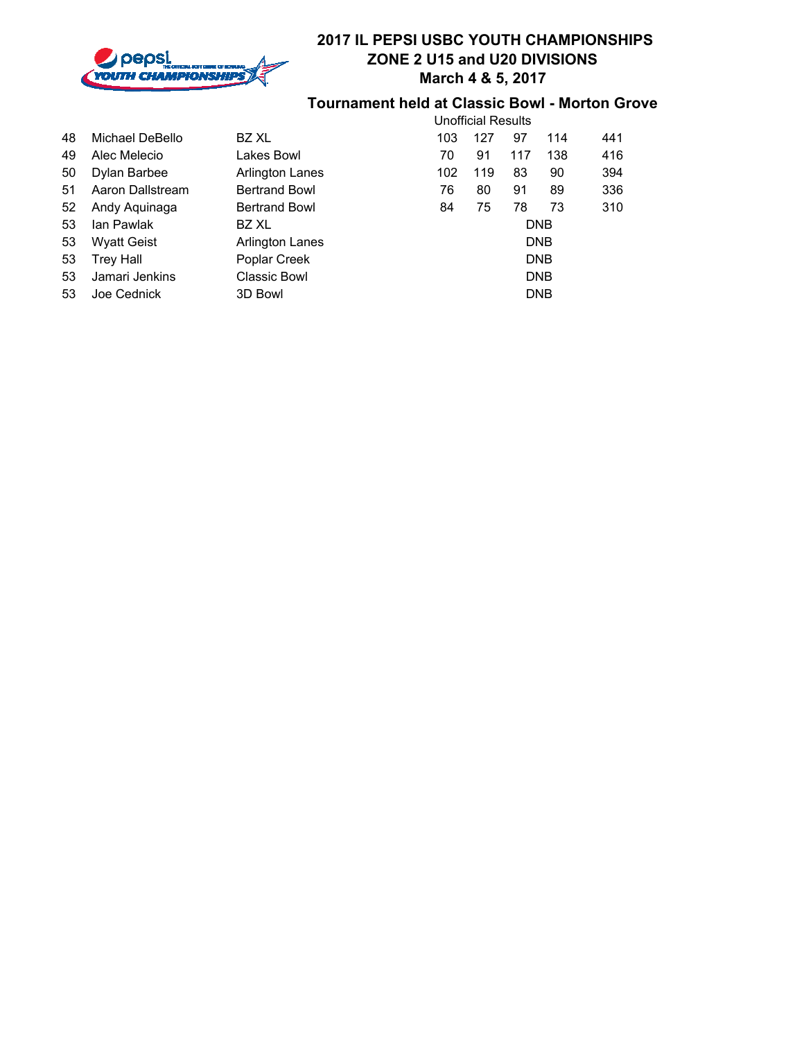## 2017 IL PEPSI USBC YOUTH CHAMPIONSHIPS
## ZONE 2 U15 and U20 DIVISIONS
## March 4 & 5, 2017

### Tournament held at Classic Bowl - Morton Grove

Unofficial Results

| | | | | | | | |
|---|---|---|---|---|---|---|---|
| 48 | Michael DeBello | BZ XL | 103 | 127 | 97 | 114 | 441 |
| 49 | Alec Melecio | Lakes Bowl | 70 | 91 | 117 | 138 | 416 |
| 50 | Dylan Barbee | Arlington Lanes | 102 | 119 | 83 | 90 | 394 |
| 51 | Aaron Dallstream | Bertrand Bowl | 76 | 80 | 91 | 89 | 336 |
| 52 | Andy Aquinaga | Bertrand Bowl | 84 | 75 | 78 | 73 | 310 |
| 53 | Ian Pawlak | BZ XL | | | DNB | | |
| 53 | Wyatt Geist | Arlington Lanes | | | DNB | | |
| 53 | Trey Hall | Poplar Creek | | | DNB | | |
| 53 | Jamari Jenkins | Classic Bowl | | | DNB | | |
| 53 | Joe Cednick | 3D Bowl | | | DNB | | |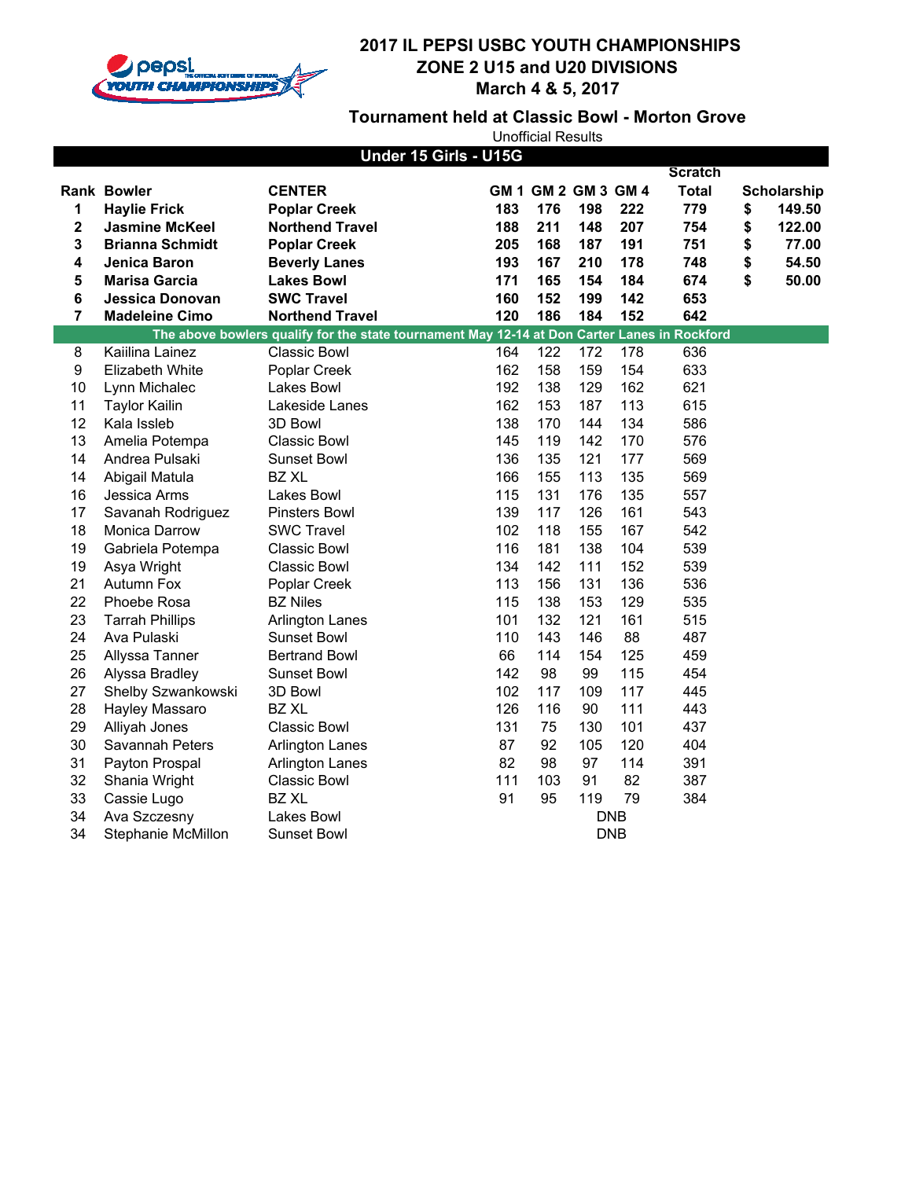# 2017 IL PEPSI USBC YOUTH CHAMPIONSHIPS
## ZONE 2 U15 and U20 DIVISIONS
## March 4 & 5, 2017

### Tournament held at Classic Bowl - Morton Grove

Unofficial Results

**Under 15 Girls - U15G**

| Rank | Bowler | CENTER | GM 1 | GM 2 | GM 3 | GM 4 | Scratch Total | Scholarship |
|---|---|---|---|---|---|---|---|---|
| **1** | **Haylie Frick** | **Poplar Creek** | **183** | **176** | **198** | **222** | **779** | **$ 149.50** |
| **2** | **Jasmine McKeel** | **Northend Travel** | **188** | **211** | **148** | **207** | **754** | **$ 122.00** |
| **3** | **Brianna Schmidt** | **Poplar Creek** | **205** | **168** | **187** | **191** | **751** | **$ 77.00** |
| **4** | **Jenica Baron** | **Beverly Lanes** | **193** | **167** | **210** | **178** | **748** | **$ 54.50** |
| **5** | **Marisa Garcia** | **Lakes Bowl** | **171** | **165** | **154** | **184** | **674** | **$ 50.00** |
| **6** | **Jessica Donovan** | **SWC Travel** | **160** | **152** | **199** | **142** | **653** | |
| **7** | **Madeleine Cimo** | **Northend Travel** | **120** | **186** | **184** | **152** | **642** | |
| | **The above bowlers qualify for the state tournament May 12-14 at Don Carter Lanes in Rockford** | | | | | | | |
| 8 | Kaiilina Lainez | Classic Bowl | 164 | 122 | 172 | 178 | 636 | |
| 9 | Elizabeth White | Poplar Creek | 162 | 158 | 159 | 154 | 633 | |
| 10 | Lynn Michalec | Lakes Bowl | 192 | 138 | 129 | 162 | 621 | |
| 11 | Taylor Kailin | Lakeside Lanes | 162 | 153 | 187 | 113 | 615 | |
| 12 | Kala Issleb | 3D Bowl | 138 | 170 | 144 | 134 | 586 | |
| 13 | Amelia Potempa | Classic Bowl | 145 | 119 | 142 | 170 | 576 | |
| 14 | Andrea Pulsaki | Sunset Bowl | 136 | 135 | 121 | 177 | 569 | |
| 14 | Abigail Matula | BZ XL | 166 | 155 | 113 | 135 | 569 | |
| 16 | Jessica Arms | Lakes Bowl | 115 | 131 | 176 | 135 | 557 | |
| 17 | Savanah Rodriguez | Pinsters Bowl | 139 | 117 | 126 | 161 | 543 | |
| 18 | Monica Darrow | SWC Travel | 102 | 118 | 155 | 167 | 542 | |
| 19 | Gabriela Potempa | Classic Bowl | 116 | 181 | 138 | 104 | 539 | |
| 19 | Asya Wright | Classic Bowl | 134 | 142 | 111 | 152 | 539 | |
| 21 | Autumn Fox | Poplar Creek | 113 | 156 | 131 | 136 | 536 | |
| 22 | Phoebe Rosa | BZ Niles | 115 | 138 | 153 | 129 | 535 | |
| 23 | Tarrah Phillips | Arlington Lanes | 101 | 132 | 121 | 161 | 515 | |
| 24 | Ava Pulaski | Sunset Bowl | 110 | 143 | 146 | 88 | 487 | |
| 25 | Allyssa Tanner | Bertrand Bowl | 66 | 114 | 154 | 125 | 459 | |
| 26 | Alyssa Bradley | Sunset Bowl | 142 | 98 | 99 | 115 | 454 | |
| 27 | Shelby Szwankowski | 3D Bowl | 102 | 117 | 109 | 117 | 445 | |
| 28 | Hayley Massaro | BZ XL | 126 | 116 | 90 | 111 | 443 | |
| 29 | Alliyah Jones | Classic Bowl | 131 | 75 | 130 | 101 | 437 | |
| 30 | Savannah Peters | Arlington Lanes | 87 | 92 | 105 | 120 | 404 | |
| 31 | Payton Prospal | Arlington Lanes | 82 | 98 | 97 | 114 | 391 | |
| 32 | Shania Wright | Classic Bowl | 111 | 103 | 91 | 82 | 387 | |
| 33 | Cassie Lugo | BZ XL | 91 | 95 | 119 | 79 | 384 | |
| 34 | Ava Szczesny | Lakes Bowl | | | DNB | | | |
| 34 | Stephanie McMillon | Sunset Bowl | | | DNB | | | |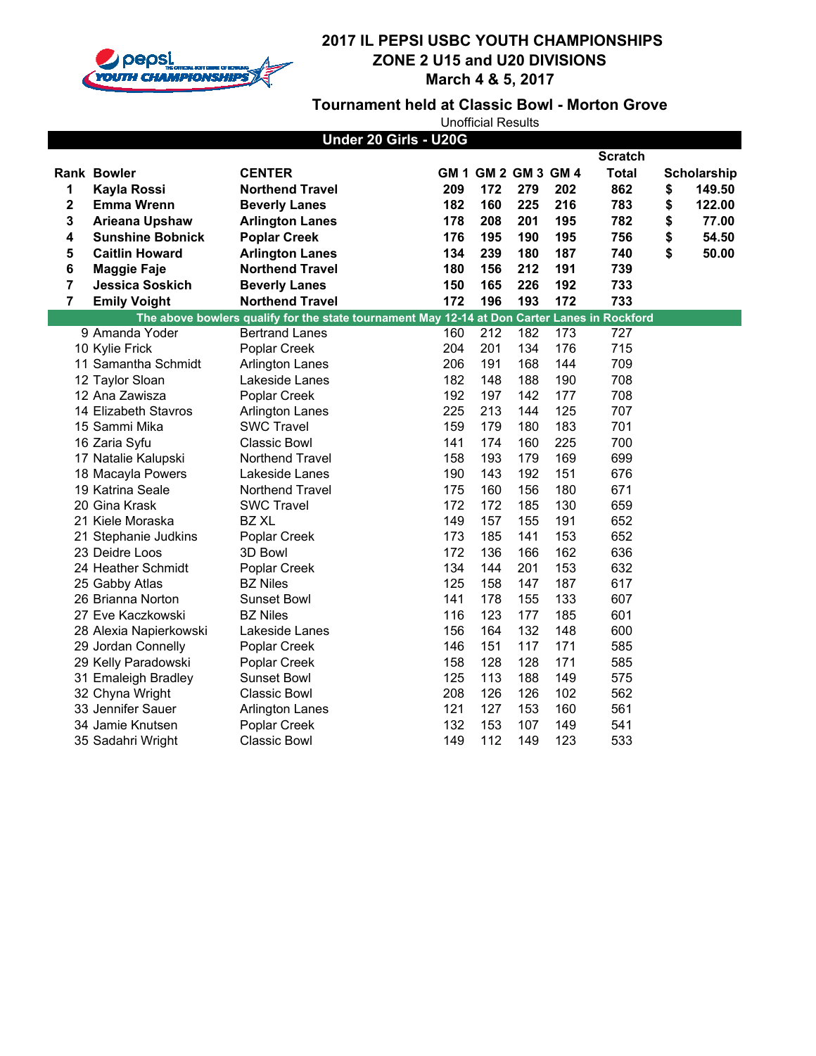# 2017 IL PEPSI USBC YOUTH CHAMPIONSHIPS
## ZONE 2 U15 and U20 DIVISIONS
## March 4 & 5, 2017

### Tournament held at Classic Bowl - Morton Grove

Unofficial Results

### Under 20 Girls - U20G

| Rank | Bowler | CENTER | GM 1 | GM 2 | GM 3 | GM 4 | Scratch Total | Scholarship |
|---|---|---|---|---|---|---|---|---|
| **1** | **Kayla Rossi** | **Northend Travel** | **209** | **172** | **279** | **202** | **862** | **$ 149.50** |
| **2** | **Emma Wrenn** | **Beverly Lanes** | **182** | **160** | **225** | **216** | **783** | **$ 122.00** |
| **3** | **Arieana Upshaw** | **Arlington Lanes** | **178** | **208** | **201** | **195** | **782** | **$ 77.00** |
| **4** | **Sunshine Bobnick** | **Poplar Creek** | **176** | **195** | **190** | **195** | **756** | **$ 54.50** |
| **5** | **Caitlin Howard** | **Arlington Lanes** | **134** | **239** | **180** | **187** | **740** | **$ 50.00** |
| **6** | **Maggie Faje** | **Northend Travel** | **180** | **156** | **212** | **191** | **739** | |
| **7** | **Jessica Soskich** | **Beverly Lanes** | **150** | **165** | **226** | **192** | **733** | |
| **7** | **Emily Voight** | **Northend Travel** | **172** | **196** | **193** | **172** | **733** | |
| **The above bowlers qualify for the state tournament May 12-14 at Don Carter Lanes in Rockford** | | | | | | | | |
| 9 | Amanda Yoder | Bertrand Lanes | 160 | 212 | 182 | 173 | 727 | |
| 10 | Kylie Frick | Poplar Creek | 204 | 201 | 134 | 176 | 715 | |
| 11 | Samantha Schmidt | Arlington Lanes | 206 | 191 | 168 | 144 | 709 | |
| 12 | Taylor Sloan | Lakeside Lanes | 182 | 148 | 188 | 190 | 708 | |
| 12 | Ana Zawisza | Poplar Creek | 192 | 197 | 142 | 177 | 708 | |
| 14 | Elizabeth Stavros | Arlington Lanes | 225 | 213 | 144 | 125 | 707 | |
| 15 | Sammi Mika | SWC Travel | 159 | 179 | 180 | 183 | 701 | |
| 16 | Zaria Syfu | Classic Bowl | 141 | 174 | 160 | 225 | 700 | |
| 17 | Natalie Kalupski | Northend Travel | 158 | 193 | 179 | 169 | 699 | |
| 18 | Macayla Powers | Lakeside Lanes | 190 | 143 | 192 | 151 | 676 | |
| 19 | Katrina Seale | Northend Travel | 175 | 160 | 156 | 180 | 671 | |
| 20 | Gina Krask | SWC Travel | 172 | 172 | 185 | 130 | 659 | |
| 21 | Kiele Moraska | BZ XL | 149 | 157 | 155 | 191 | 652 | |
| 21 | Stephanie Judkins | Poplar Creek | 173 | 185 | 141 | 153 | 652 | |
| 23 | Deidre Loos | 3D Bowl | 172 | 136 | 166 | 162 | 636 | |
| 24 | Heather Schmidt | Poplar Creek | 134 | 144 | 201 | 153 | 632 | |
| 25 | Gabby Atlas | BZ Niles | 125 | 158 | 147 | 187 | 617 | |
| 26 | Brianna Norton | Sunset Bowl | 141 | 178 | 155 | 133 | 607 | |
| 27 | Eve Kaczkowski | BZ Niles | 116 | 123 | 177 | 185 | 601 | |
| 28 | Alexia Napierkowski | Lakeside Lanes | 156 | 164 | 132 | 148 | 600 | |
| 29 | Jordan Connelly | Poplar Creek | 146 | 151 | 117 | 171 | 585 | |
| 29 | Kelly Paradowski | Poplar Creek | 158 | 128 | 128 | 171 | 585 | |
| 31 | Emaleigh Bradley | Sunset Bowl | 125 | 113 | 188 | 149 | 575 | |
| 32 | Chyna Wright | Classic Bowl | 208 | 126 | 126 | 102 | 562 | |
| 33 | Jennifer Sauer | Arlington Lanes | 121 | 127 | 153 | 160 | 561 | |
| 34 | Jamie Knutsen | Poplar Creek | 132 | 153 | 107 | 149 | 541 | |
| 35 | Sadahri Wright | Classic Bowl | 149 | 112 | 149 | 123 | 533 | |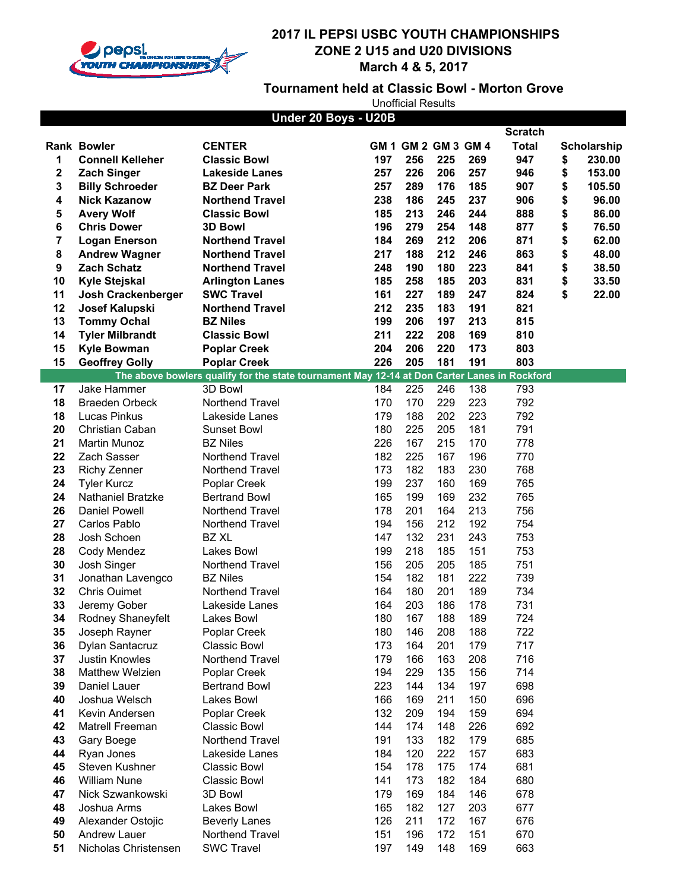# 2017 IL PEPSI USBC YOUTH CHAMPIONSHIPS
## ZONE 2 U15 and U20 DIVISIONS
### March 4 & 5, 2017

### Tournament held at Classic Bowl - Morton Grove

Unofficial Results

**Under 20 Boys - U20B**

| Rank | Bowler | CENTER | GM 1 | GM 2 | GM 3 | GM 4 | Scratch Total | Scholarship |
|---|---|---|---|---|---|---|---|---|
| **1** | **Connell Kelleher** | **Classic Bowl** | **197** | **256** | **225** | **269** | **947** | **$ 230.00** |
| **2** | **Zach Singer** | **Lakeside Lanes** | **257** | **226** | **206** | **257** | **946** | **$ 153.00** |
| **3** | **Billy Schroeder** | **BZ Deer Park** | **257** | **289** | **176** | **185** | **907** | **$ 105.50** |
| **4** | **Nick Kazanow** | **Northend Travel** | **238** | **186** | **245** | **237** | **906** | **$ 96.00** |
| **5** | **Avery Wolf** | **Classic Bowl** | **185** | **213** | **246** | **244** | **888** | **$ 86.00** |
| **6** | **Chris Dower** | **3D Bowl** | **196** | **279** | **254** | **148** | **877** | **$ 76.50** |
| **7** | **Logan Enerson** | **Northend Travel** | **184** | **269** | **212** | **206** | **871** | **$ 62.00** |
| **8** | **Andrew Wagner** | **Northend Travel** | **217** | **188** | **212** | **246** | **863** | **$ 48.00** |
| **9** | **Zach Schatz** | **Northend Travel** | **248** | **190** | **180** | **223** | **841** | **$ 38.50** |
| **10** | **Kyle Stejskal** | **Arlington Lanes** | **185** | **258** | **185** | **203** | **831** | **$ 33.50** |
| **11** | **Josh Crackenberger** | **SWC Travel** | **161** | **227** | **189** | **247** | **824** | **$ 22.00** |
| **12** | **Josef Kalupski** | **Northend Travel** | **212** | **235** | **183** | **191** | **821** | |
| **13** | **Tommy Ochal** | **BZ Niles** | **199** | **206** | **197** | **213** | **815** | |
| **14** | **Tyler Milbrandt** | **Classic Bowl** | **211** | **222** | **208** | **169** | **810** | |
| **15** | **Kyle Bowman** | **Poplar Creek** | **204** | **206** | **220** | **173** | **803** | |
| **15** | **Geoffrey Golly** | **Poplar Creek** | **226** | **205** | **181** | **191** | **803** | |
| | **The above bowlers qualify for the state tournament May 12-14 at Don Carter Lanes in Rockford** | | | | | | | |
| 17 | Jake Hammer | 3D Bowl | 184 | 225 | 246 | 138 | 793 | |
| 18 | Braeden Orbeck | Northend Travel | 170 | 170 | 229 | 223 | 792 | |
| 18 | Lucas Pinkus | Lakeside Lanes | 179 | 188 | 202 | 223 | 792 | |
| 20 | Christian Caban | Sunset Bowl | 180 | 225 | 205 | 181 | 791 | |
| 21 | Martin Munoz | BZ Niles | 226 | 167 | 215 | 170 | 778 | |
| 22 | Zach Sasser | Northend Travel | 182 | 225 | 167 | 196 | 770 | |
| 23 | Richy Zenner | Northend Travel | 173 | 182 | 183 | 230 | 768 | |
| 24 | Tyler Kurcz | Poplar Creek | 199 | 237 | 160 | 169 | 765 | |
| 24 | Nathaniel Bratzke | Bertrand Bowl | 165 | 199 | 169 | 232 | 765 | |
| 26 | Daniel Powell | Northend Travel | 178 | 201 | 164 | 213 | 756 | |
| 27 | Carlos Pablo | Northend Travel | 194 | 156 | 212 | 192 | 754 | |
| 28 | Josh Schoen | BZ XL | 147 | 132 | 231 | 243 | 753 | |
| 28 | Cody Mendez | Lakes Bowl | 199 | 218 | 185 | 151 | 753 | |
| 30 | Josh Singer | Northend Travel | 156 | 205 | 205 | 185 | 751 | |
| 31 | Jonathan Lavengco | BZ Niles | 154 | 182 | 181 | 222 | 739 | |
| 32 | Chris Ouimet | Northend Travel | 164 | 180 | 201 | 189 | 734 | |
| 33 | Jeremy Gober | Lakeside Lanes | 164 | 203 | 186 | 178 | 731 | |
| 34 | Rodney Shaneyfelt | Lakes Bowl | 180 | 167 | 188 | 189 | 724 | |
| 35 | Joseph Rayner | Poplar Creek | 180 | 146 | 208 | 188 | 722 | |
| 36 | Dylan Santacruz | Classic Bowl | 173 | 164 | 201 | 179 | 717 | |
| 37 | Justin Knowles | Northend Travel | 179 | 166 | 163 | 208 | 716 | |
| 38 | Matthew Welzien | Poplar Creek | 194 | 229 | 135 | 156 | 714 | |
| 39 | Daniel Lauer | Bertrand Bowl | 223 | 144 | 134 | 197 | 698 | |
| 40 | Joshua Welsch | Lakes Bowl | 166 | 169 | 211 | 150 | 696 | |
| 41 | Kevin Andersen | Poplar Creek | 132 | 209 | 194 | 159 | 694 | |
| 42 | Matrell Freeman | Classic Bowl | 144 | 174 | 148 | 226 | 692 | |
| 43 | Gary Boege | Northend Travel | 191 | 133 | 182 | 179 | 685 | |
| 44 | Ryan Jones | Lakeside Lanes | 184 | 120 | 222 | 157 | 683 | |
| 45 | Steven Kushner | Classic Bowl | 154 | 178 | 175 | 174 | 681 | |
| 46 | William Nune | Classic Bowl | 141 | 173 | 182 | 184 | 680 | |
| 47 | Nick Szwankowski | 3D Bowl | 179 | 169 | 184 | 146 | 678 | |
| 48 | Joshua Arms | Lakes Bowl | 165 | 182 | 127 | 203 | 677 | |
| 49 | Alexander Ostojic | Beverly Lanes | 126 | 211 | 172 | 167 | 676 | |
| 50 | Andrew Lauer | Northend Travel | 151 | 196 | 172 | 151 | 670 | |
| 51 | Nicholas Christensen | SWC Travel | 197 | 149 | 148 | 169 | 663 | |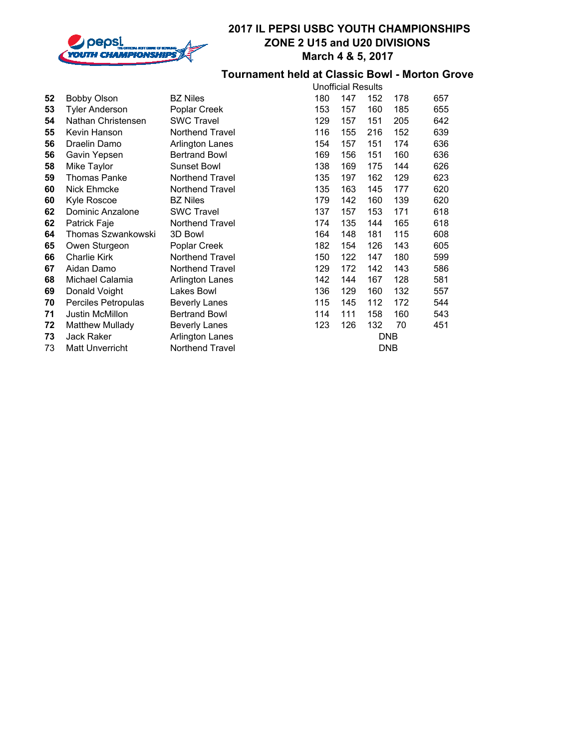## 2017 IL PEPSI USBC YOUTH CHAMPIONSHIPS
## ZONE 2 U15 and U20 DIVISIONS
## March 4 & 5, 2017

### Tournament held at Classic Bowl - Morton Grove

Unofficial Results

| | | | | | | | |
|---|---|---|---|---|---|---|---|
| **52** | Bobby Olson | BZ Niles | 180 | 147 | 152 | 178 | 657 |
| **53** | Tyler Anderson | Poplar Creek | 153 | 157 | 160 | 185 | 655 |
| **54** | Nathan Christensen | SWC Travel | 129 | 157 | 151 | 205 | 642 |
| **55** | Kevin Hanson | Northend Travel | 116 | 155 | 216 | 152 | 639 |
| **56** | Draelin Damo | Arlington Lanes | 154 | 157 | 151 | 174 | 636 |
| **56** | Gavin Yepsen | Bertrand Bowl | 169 | 156 | 151 | 160 | 636 |
| **58** | Mike Taylor | Sunset Bowl | 138 | 169 | 175 | 144 | 626 |
| **59** | Thomas Panke | Northend Travel | 135 | 197 | 162 | 129 | 623 |
| **60** | Nick Ehmcke | Northend Travel | 135 | 163 | 145 | 177 | 620 |
| **60** | Kyle Roscoe | BZ Niles | 179 | 142 | 160 | 139 | 620 |
| **62** | Dominic Anzalone | SWC Travel | 137 | 157 | 153 | 171 | 618 |
| **62** | Patrick Faje | Northend Travel | 174 | 135 | 144 | 165 | 618 |
| **64** | Thomas Szwankowski | 3D Bowl | 164 | 148 | 181 | 115 | 608 |
| **65** | Owen Sturgeon | Poplar Creek | 182 | 154 | 126 | 143 | 605 |
| **66** | Charlie Kirk | Northend Travel | 150 | 122 | 147 | 180 | 599 |
| **67** | Aidan Damo | Northend Travel | 129 | 172 | 142 | 143 | 586 |
| **68** | Michael Calamia | Arlington Lanes | 142 | 144 | 167 | 128 | 581 |
| **69** | Donald Voight | Lakes Bowl | 136 | 129 | 160 | 132 | 557 |
| **70** | Perciles Petropulas | Beverly Lanes | 115 | 145 | 112 | 172 | 544 |
| **71** | Justin McMillon | Bertrand Bowl | 114 | 111 | 158 | 160 | 543 |
| **72** | Matthew Mullady | Beverly Lanes | 123 | 126 | 132 | 70 | 451 |
| **73** | Jack Raker | Arlington Lanes | | | DNB | | |
| 73 | Matt Unverricht | Northend Travel | | | DNB | | |